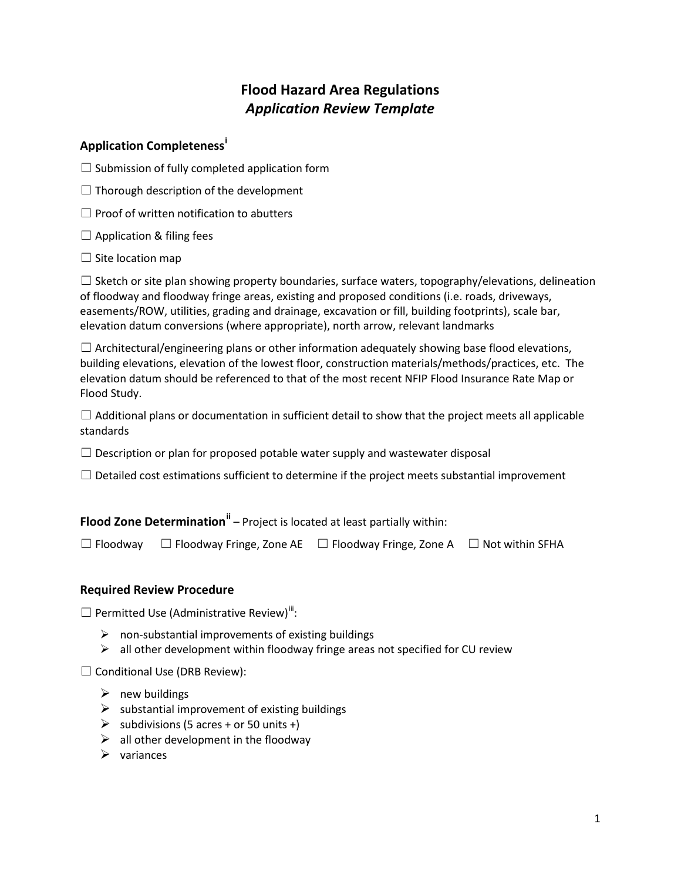# Flood Hazard Area Regulations
## *Application Review Template*

### Application Completeness[i]

☐ Submission of fully completed application form

☐ Thorough description of the development

☐ Proof of written notification to abutters

☐ Application & filing fees

☐ Site location map

☐ Sketch or site plan showing property boundaries, surface waters, topography/elevations, delineation of floodway and floodway fringe areas, existing and proposed conditions (i.e. roads, driveways, easements/ROW, utilities, grading and drainage, excavation or fill, building footprints), scale bar, elevation datum conversions (where appropriate), north arrow, relevant landmarks

☐ Architectural/engineering plans or other information adequately showing base flood elevations, building elevations, elevation of the lowest floor, construction materials/methods/practices, etc. The elevation datum should be referenced to that of the most recent NFIP Flood Insurance Rate Map or Flood Study.

☐ Additional plans or documentation in sufficient detail to show that the project meets all applicable standards

☐ Description or plan for proposed potable water supply and wastewater disposal

☐ Detailed cost estimations sufficient to determine if the project meets substantial improvement

### Flood Zone Determination[ii] – Project is located at least partially within:

☐ Floodway ☐ Floodway Fringe, Zone AE ☐ Floodway Fringe, Zone A ☐ Not within SFHA

### Required Review Procedure

☐ Permitted Use (Administrative Review)[iii]:

- non-substantial improvements of existing buildings
- all other development within floodway fringe areas not specified for CU review

☐ Conditional Use (DRB Review):

- new buildings
- substantial improvement of existing buildings
- subdivisions (5 acres + or 50 units +)
- all other development in the floodway
- variances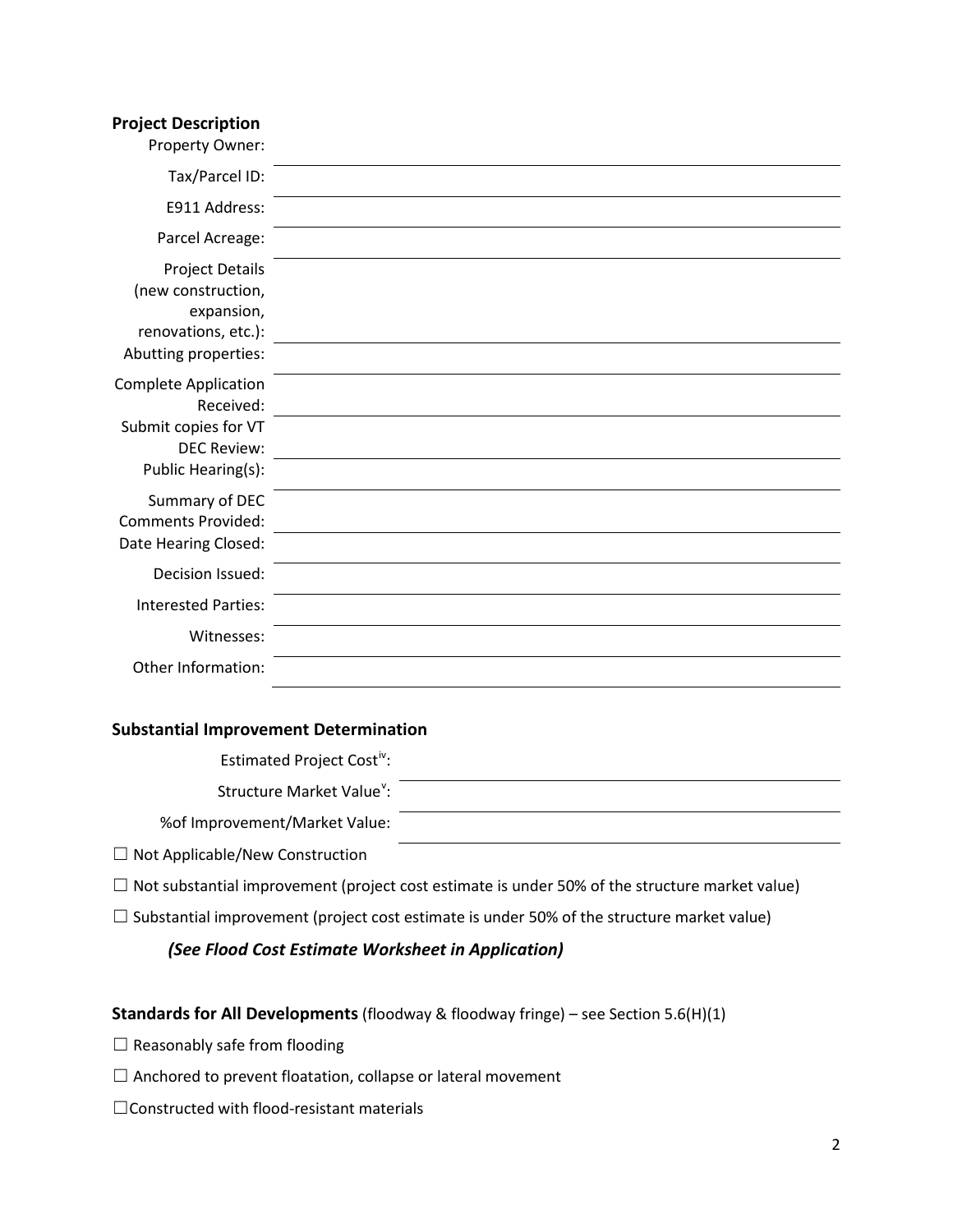### Project Description

| | |
|---|---|
| Property Owner: | |
| Tax/Parcel ID: | |
| E911 Address: | |
| Parcel Acreage: | |
| Project Details (new construction, expansion, renovations, etc.): | |
| Abutting properties: | |
| Complete Application Received: | |
| Submit copies for VT DEC Review: | |
| Public Hearing(s): | |
| Summary of DEC Comments Provided: | |
| Date Hearing Closed: | |
| Decision Issued: | |
| Interested Parties: | |
| Witnesses: | |
| Other Information: | |

### Substantial Improvement Determination

| | |
|---|---|
| Estimated Project Cost[iv]: | |
| Structure Market Value[v]: | |
| %of Improvement/Market Value: | |

☐ Not Applicable/New Construction

☐ Not substantial improvement (project cost estimate is under 50% of the structure market value)

☐ Substantial improvement (project cost estimate is under 50% of the structure market value)

***(See Flood Cost Estimate Worksheet in Application)***

**Standards for All Developments** (floodway & floodway fringe) – see Section 5.6(H)(1)

☐ Reasonably safe from flooding

☐ Anchored to prevent floatation, collapse or lateral movement

☐Constructed with flood-resistant materials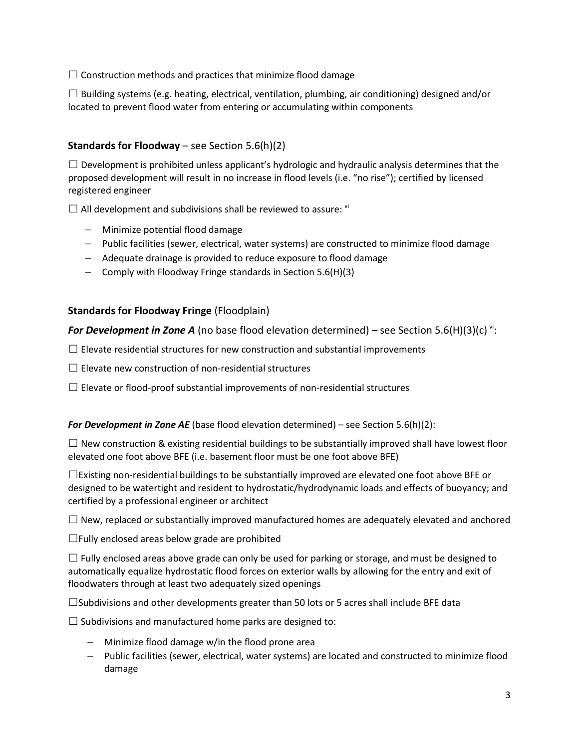☐ Construction methods and practices that minimize flood damage

☐ Building systems (e.g. heating, electrical, ventilation, plumbing, air conditioning) designed and/or located to prevent flood water from entering or accumulating within components

### **Standards for Floodway** – see Section 5.6(h)(2)

☐ Development is prohibited unless applicant's hydrologic and hydraulic analysis determines that the proposed development will result in no increase in flood levels (i.e. "no rise"); certified by licensed registered engineer

☐ All development and subdivisions shall be reviewed to assure: [vi]

- Minimize potential flood damage
- Public facilities (sewer, electrical, water systems) are constructed to minimize flood damage
- Adequate drainage is provided to reduce exposure to flood damage
- Comply with Floodway Fringe standards in Section 5.6(H)(3)

### **Standards for Floodway Fringe** (Floodplain)

***For Development in Zone A*** (no base flood elevation determined) – see Section 5.6(H)(3)(c) [vi]:

☐ Elevate residential structures for new construction and substantial improvements

☐ Elevate new construction of non-residential structures

☐ Elevate or flood-proof substantial improvements of non-residential structures

***For Development in Zone AE*** (base flood elevation determined) – see Section 5.6(h)(2):

☐ New construction & existing residential buildings to be substantially improved shall have lowest floor elevated one foot above BFE (i.e. basement floor must be one foot above BFE)

☐Existing non-residential buildings to be substantially improved are elevated one foot above BFE or designed to be watertight and resident to hydrostatic/hydrodynamic loads and effects of buoyancy; and certified by a professional engineer or architect

☐ New, replaced or substantially improved manufactured homes are adequately elevated and anchored

☐Fully enclosed areas below grade are prohibited

☐ Fully enclosed areas above grade can only be used for parking or storage, and must be designed to automatically equalize hydrostatic flood forces on exterior walls by allowing for the entry and exit of floodwaters through at least two adequately sized openings

☐Subdivisions and other developments greater than 50 lots or 5 acres shall include BFE data

☐ Subdivisions and manufactured home parks are designed to:

- Minimize flood damage w/in the flood prone area
- Public facilities (sewer, electrical, water systems) are located and constructed to minimize flood damage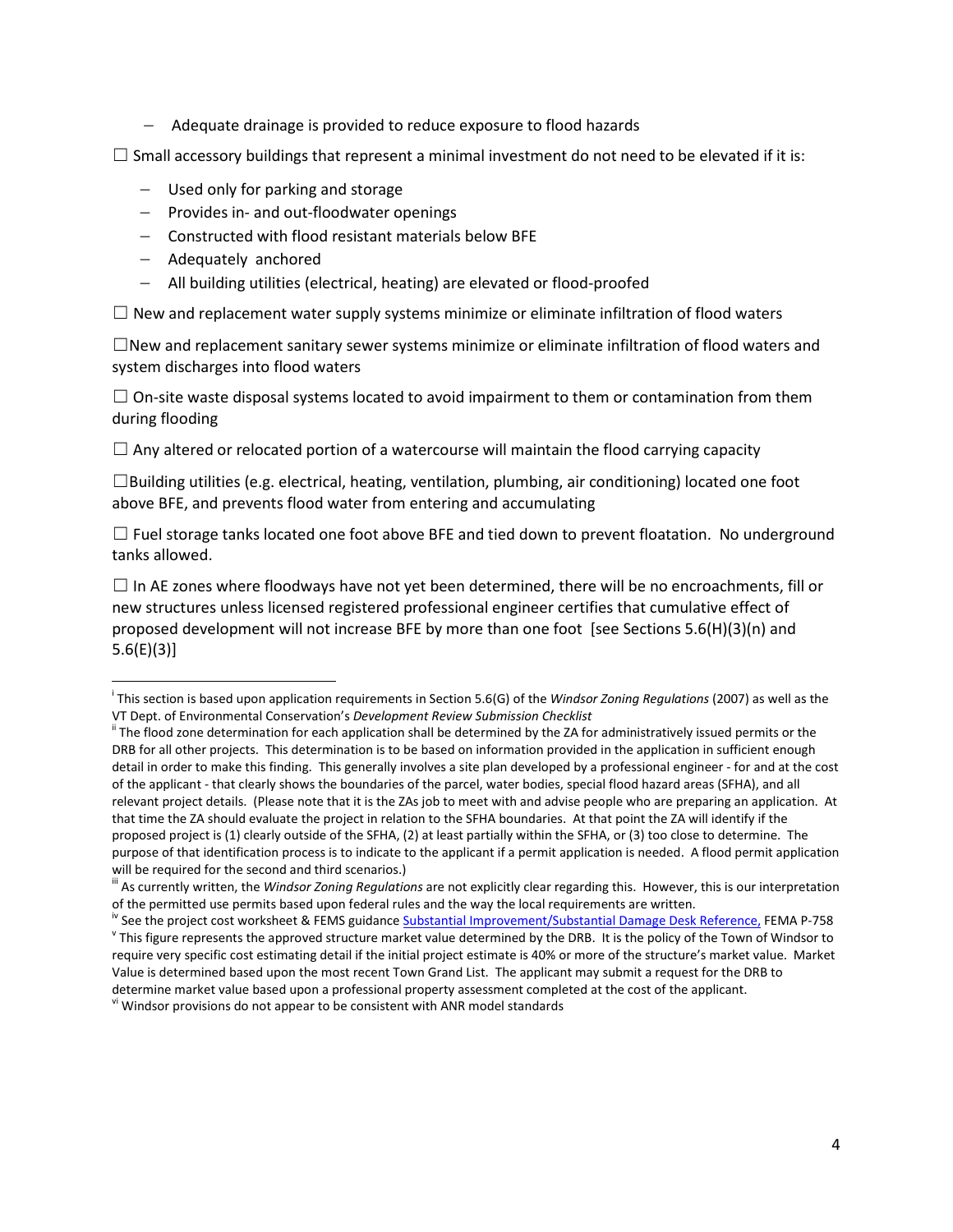- Adequate drainage is provided to reduce exposure to flood hazards

☐ Small accessory buildings that represent a minimal investment do not need to be elevated if it is:

- Used only for parking and storage
- Provides in- and out-floodwater openings
- Constructed with flood resistant materials below BFE
- Adequately anchored
- All building utilities (electrical, heating) are elevated or flood-proofed

☐ New and replacement water supply systems minimize or eliminate infiltration of flood waters

☐New and replacement sanitary sewer systems minimize or eliminate infiltration of flood waters and system discharges into flood waters

☐ On-site waste disposal systems located to avoid impairment to them or contamination from them during flooding

☐ Any altered or relocated portion of a watercourse will maintain the flood carrying capacity

☐Building utilities (e.g. electrical, heating, ventilation, plumbing, air conditioning) located one foot above BFE, and prevents flood water from entering and accumulating

☐ Fuel storage tanks located one foot above BFE and tied down to prevent floatation. No underground tanks allowed.

☐ In AE zones where floodways have not yet been determined, there will be no encroachments, fill or new structures unless licensed registered professional engineer certifies that cumulative effect of proposed development will not increase BFE by more than one foot [see Sections 5.6(H)(3)(n) and 5.6(E)(3)]

---

[i] This section is based upon application requirements in Section 5.6(G) of the *Windsor Zoning Regulations* (2007) as well as the VT Dept. of Environmental Conservation's *Development Review Submission Checklist*

[ii] The flood zone determination for each application shall be determined by the ZA for administratively issued permits or the DRB for all other projects. This determination is to be based on information provided in the application in sufficient enough detail in order to make this finding. This generally involves a site plan developed by a professional engineer - for and at the cost of the applicant - that clearly shows the boundaries of the parcel, water bodies, special flood hazard areas (SFHA), and all relevant project details. (Please note that it is the ZAs job to meet with and advise people who are preparing an application. At that time the ZA should evaluate the project in relation to the SFHA boundaries. At that point the ZA will identify if the proposed project is (1) clearly outside of the SFHA, (2) at least partially within the SFHA, or (3) too close to determine. The purpose of that identification process is to indicate to the applicant if a permit application is needed. A flood permit application will be required for the second and third scenarios.)

[iii] As currently written, the *Windsor Zoning Regulations* are not explicitly clear regarding this. However, this is our interpretation of the permitted use permits based upon federal rules and the way the local requirements are written.

[iv] See the project cost worksheet & FEMS guidance [Substantial Improvement/Substantial Damage Desk Reference,] FEMA P-758

[v] This figure represents the approved structure market value determined by the DRB. It is the policy of the Town of Windsor to require very specific cost estimating detail if the initial project estimate is 40% or more of the structure's market value. Market Value is determined based upon the most recent Town Grand List. The applicant may submit a request for the DRB to determine market value based upon a professional property assessment completed at the cost of the applicant.

[vi] Windsor provisions do not appear to be consistent with ANR model standards